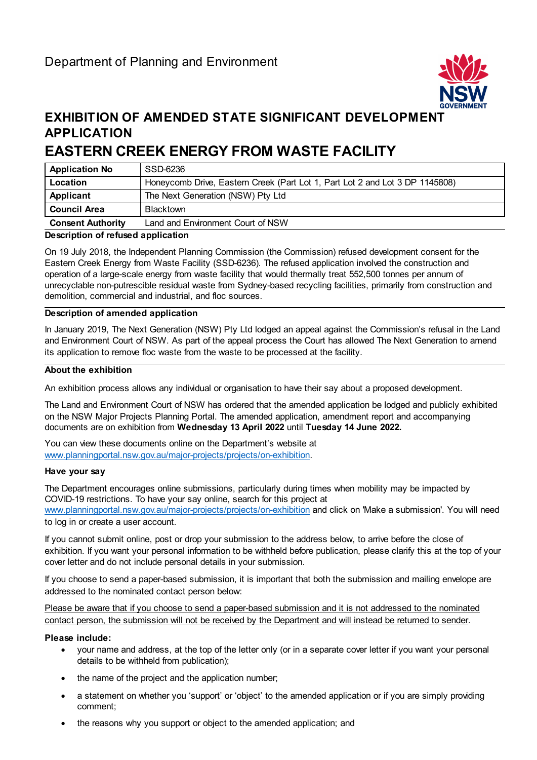Department of Planning and Environment

# EXHIBITION OF AMENDED STATE SIGNIFICANT DEVELOPMENT APPLICATION

# EASTERN CREEK ENERGY FROM WASTE FACILITY

| **Application No** | SSD-6236 |
|---|---|
| **Location** | Honeycomb Drive, Eastern Creek (Part Lot 1, Part Lot 2 and Lot 3 DP 1145808) |
| **Applicant** | The Next Generation (NSW) Pty Ltd |
| **Council Area** | Blacktown |
| **Consent Authority** | Land and Environment Court of NSW |

**Description of refused application**

On 19 July 2018, the Independent Planning Commission (the Commission) refused development consent for the Eastern Creek Energy from Waste Facility (SSD-6236). The refused application involved the construction and operation of a large-scale energy from waste facility that would thermally treat 552,500 tonnes per annum of unrecyclable non-putrescible residual waste from Sydney-based recycling facilities, primarily from construction and demolition, commercial and industrial, and floc sources.

**Description of amended application**

In January 2019, The Next Generation (NSW) Pty Ltd lodged an appeal against the Commission's refusal in the Land and Environment Court of NSW. As part of the appeal process the Court has allowed The Next Generation to amend its application to remove floc waste from the waste to be processed at the facility.

**About the exhibition**

An exhibition process allows any individual or organisation to have their say about a proposed development.

The Land and Environment Court of NSW has ordered that the amended application be lodged and publicly exhibited on the NSW Major Projects Planning Portal. The amended application, amendment report and accompanying documents are on exhibition from **Wednesday 13 April 2022** until **Tuesday 14 June 2022.**

You can view these documents online on the Department's website at www.planningportal.nsw.gov.au/major-projects/projects/on-exhibition.

**Have your say**

The Department encourages online submissions, particularly during times when mobility may be impacted by COVID-19 restrictions. To have your say online, search for this project at www.planningportal.nsw.gov.au/major-projects/projects/on-exhibition and click on 'Make a submission'. You will need to log in or create a user account.

If you cannot submit online, post or drop your submission to the address below, to arrive before the close of exhibition. If you want your personal information to be withheld before publication, please clarify this at the top of your cover letter and do not include personal details in your submission.

If you choose to send a paper-based submission, it is important that both the submission and mailing envelope are addressed to the nominated contact person below:

Please be aware that if you choose to send a paper-based submission and it is not addressed to the nominated contact person, the submission will not be received by the Department and will instead be returned to sender.

**Please include:**

- your name and address, at the top of the letter only (or in a separate cover letter if you want your personal details to be withheld from publication);
- the name of the project and the application number;
- a statement on whether you 'support' or 'object' to the amended application or if you are simply providing comment;
- the reasons why you support or object to the amended application; and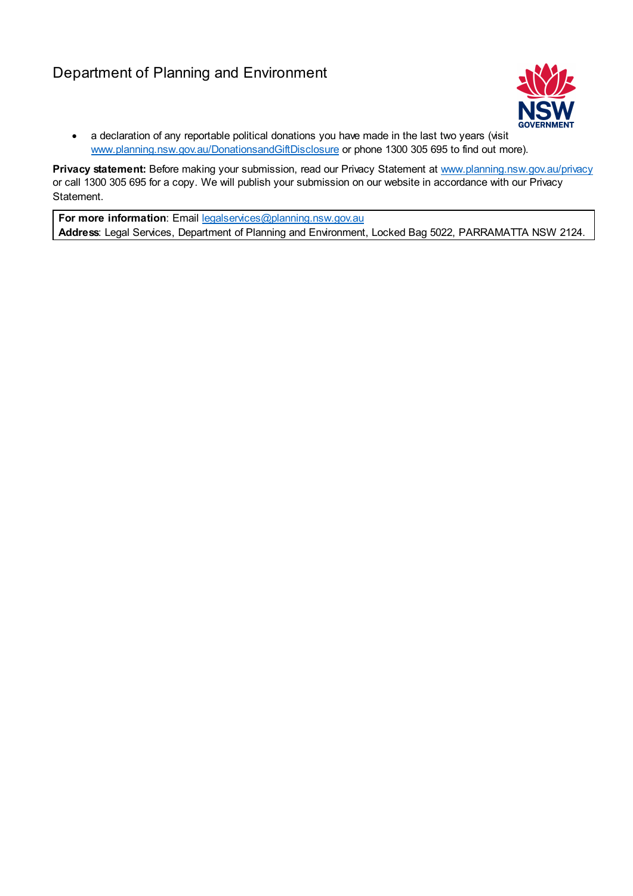- a declaration of any reportable political donations you have made in the last two years (visit www.planning.nsw.gov.au/DonationsandGiftDisclosure or phone 1300 305 695 to find out more).

**Privacy statement:** Before making your submission, read our Privacy Statement at www.planning.nsw.gov.au/privacy or call 1300 305 695 for a copy. We will publish your submission on our website in accordance with our Privacy Statement.

**For more information**: Email legalservices@planning.nsw.gov.au
**Address**: Legal Services, Department of Planning and Environment, Locked Bag 5022, PARRAMATTA NSW 2124.